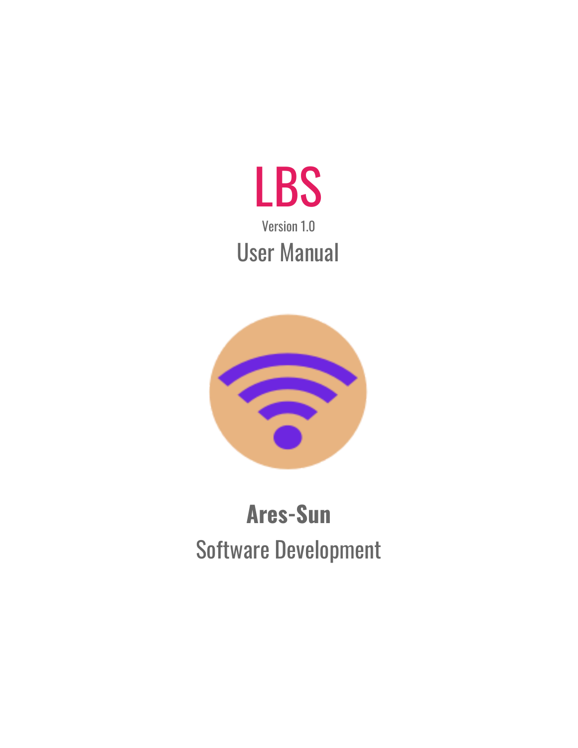# LBS

Version 1.0

User Manual

**Ares-Sun**

Software Development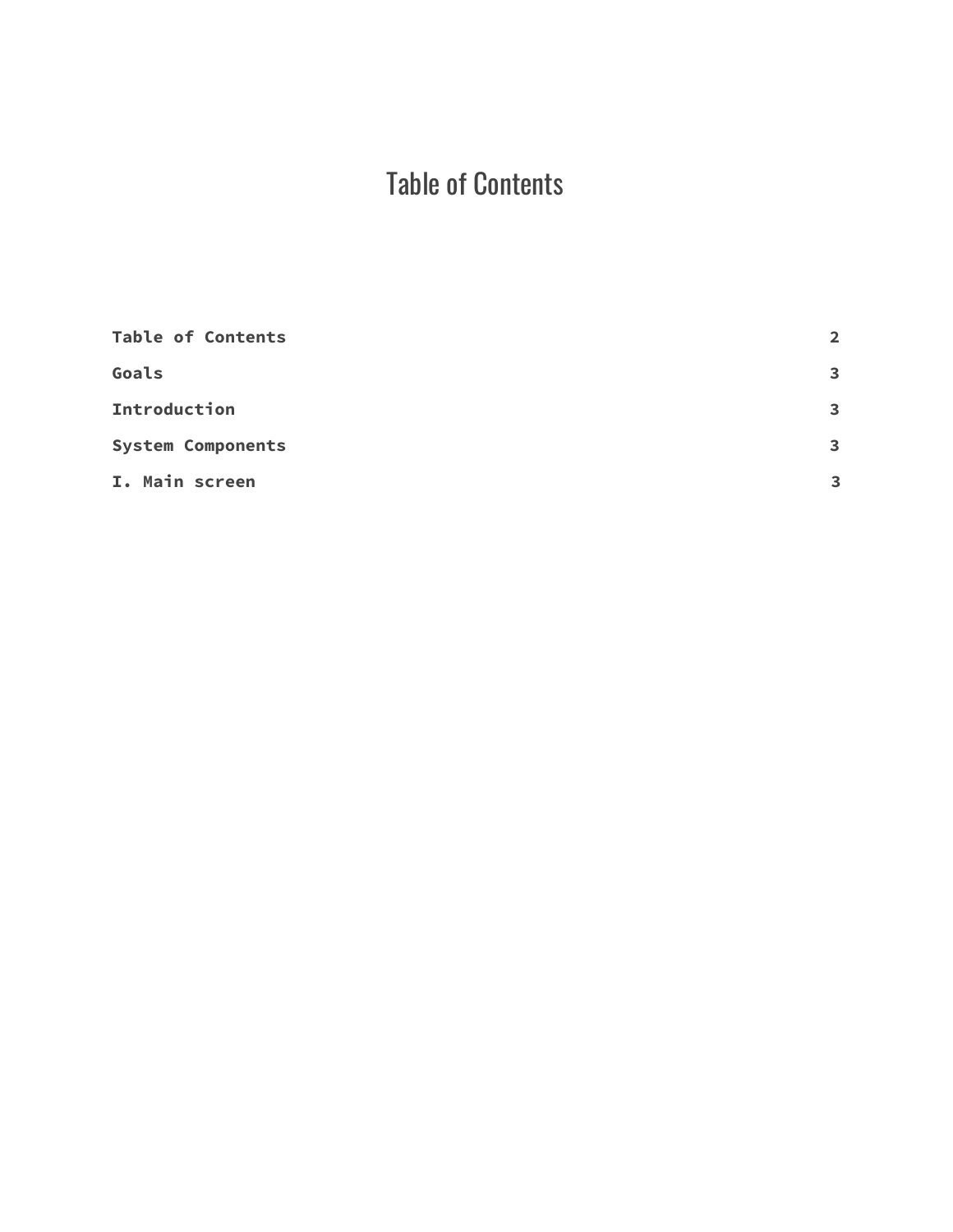# Table of Contents

| | |
|---|---|
| **Table of Contents** | **2** |
| **Goals** | **3** |
| **Introduction** | **3** |
| **System Components** | **3** |
| **I. Main screen** | **3** |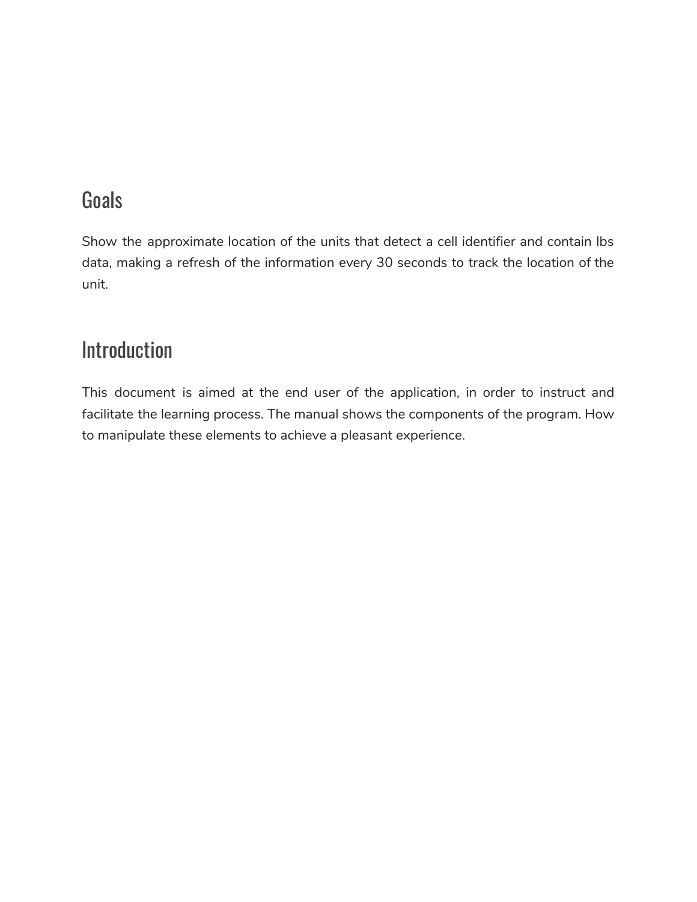## Goals

Show the approximate location of the units that detect a cell identifier and contain lbs data, making a refresh of the information every 30 seconds to track the location of the unit.

## Introduction

This document is aimed at the end user of the application, in order to instruct and facilitate the learning process. The manual shows the components of the program. How to manipulate these elements to achieve a pleasant experience.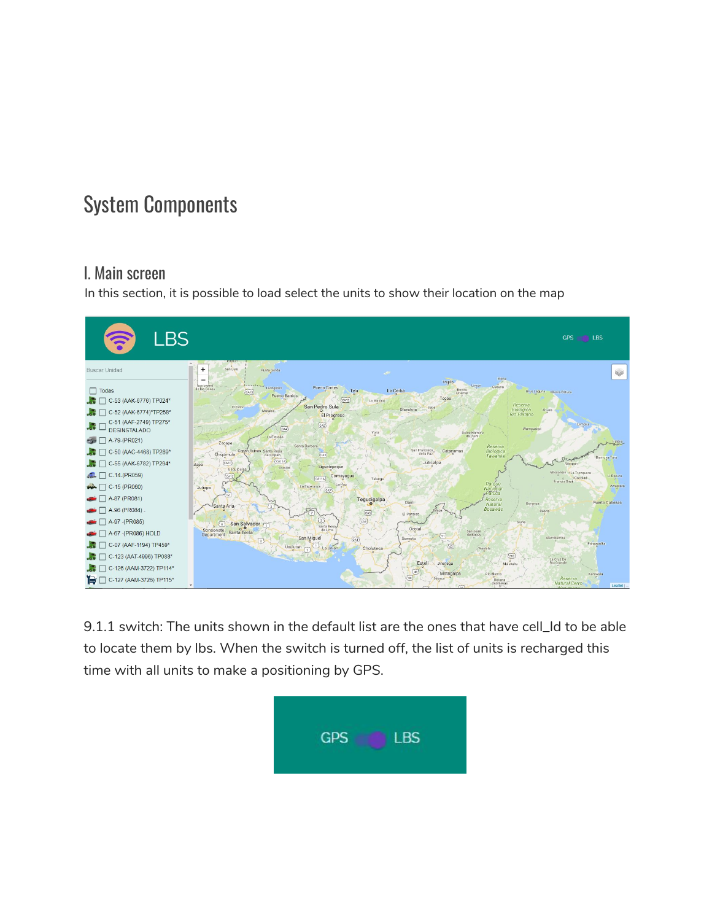# System Components

## I. Main screen

In this section, it is possible to load select the units to show their location on the map

9.1.1 switch: The units shown in the default list are the ones that have cell_Id to be able to locate them by lbs. When the switch is turned off, the list of units is recharged this time with all units to make a positioning by GPS.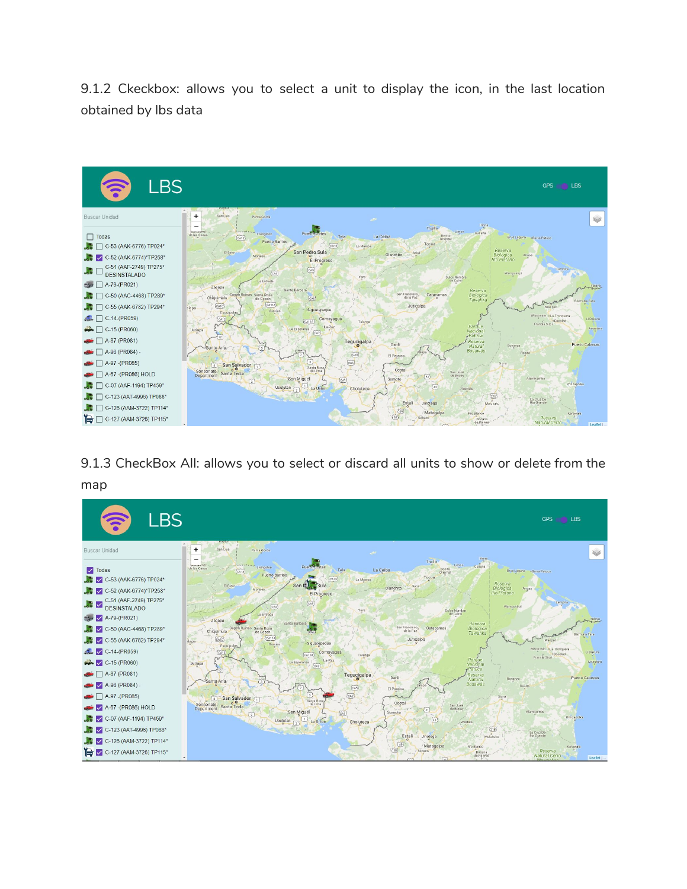9.1.2 Ckeckbox: allows you to select a unit to display the icon, in the last location obtained by lbs data

9.1.3 CheckBox All: allows you to select or discard all units to show or delete from the map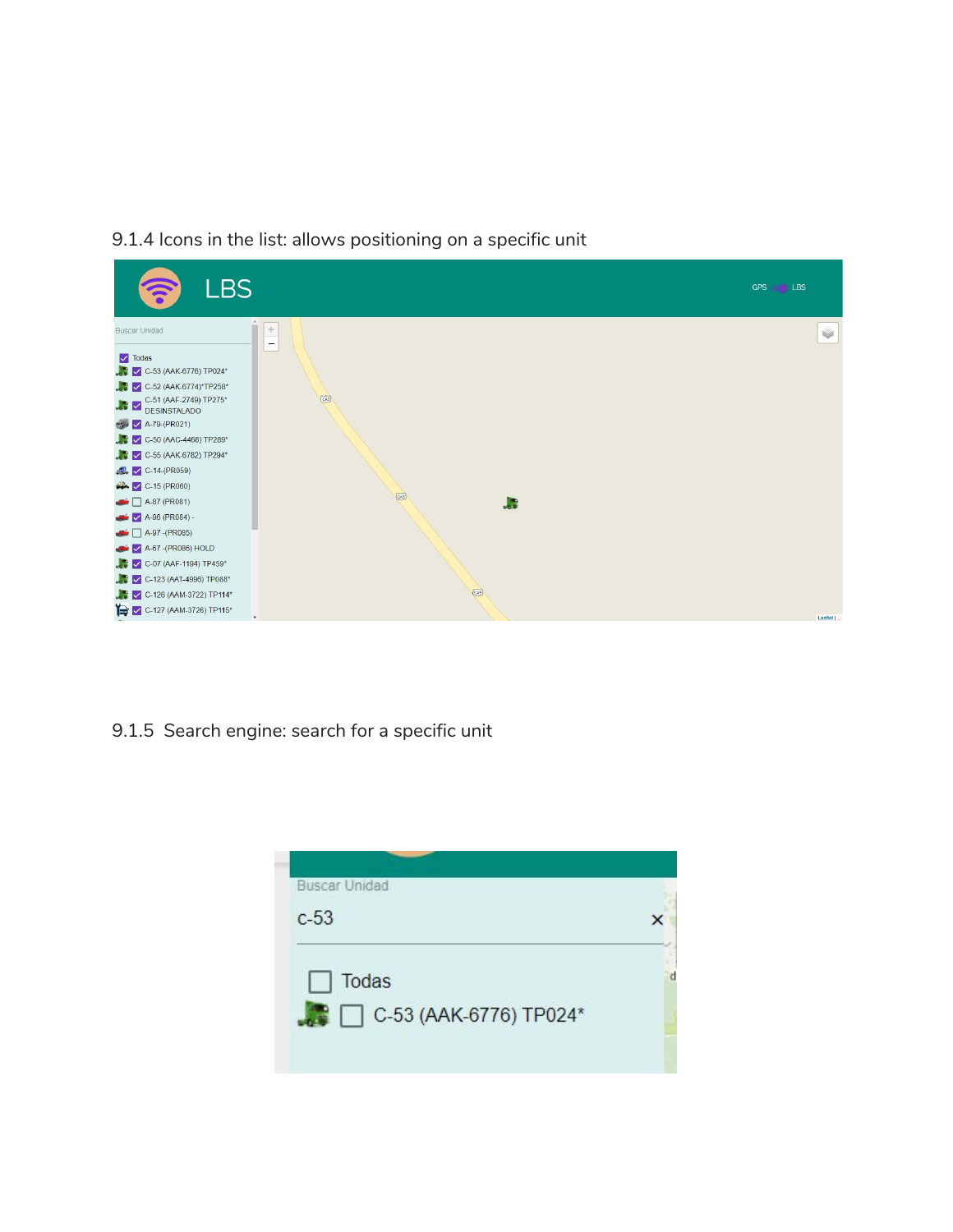9.1.4 Icons in the list: allows positioning on a specific unit

9.1.5 Search engine: search for a specific unit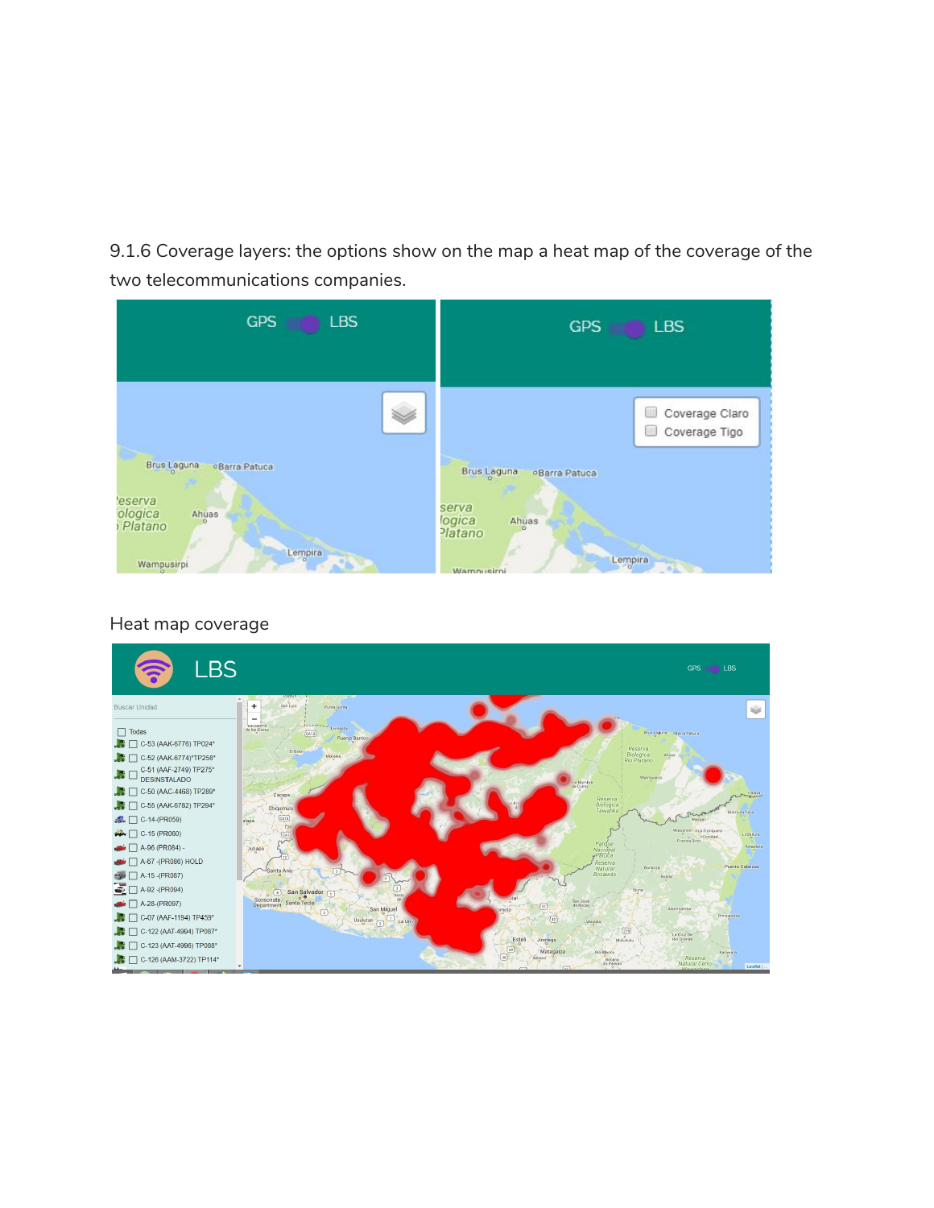9.1.6 Coverage layers: the options show on the map a heat map of the coverage of the two telecommunications companies.

Heat map coverage